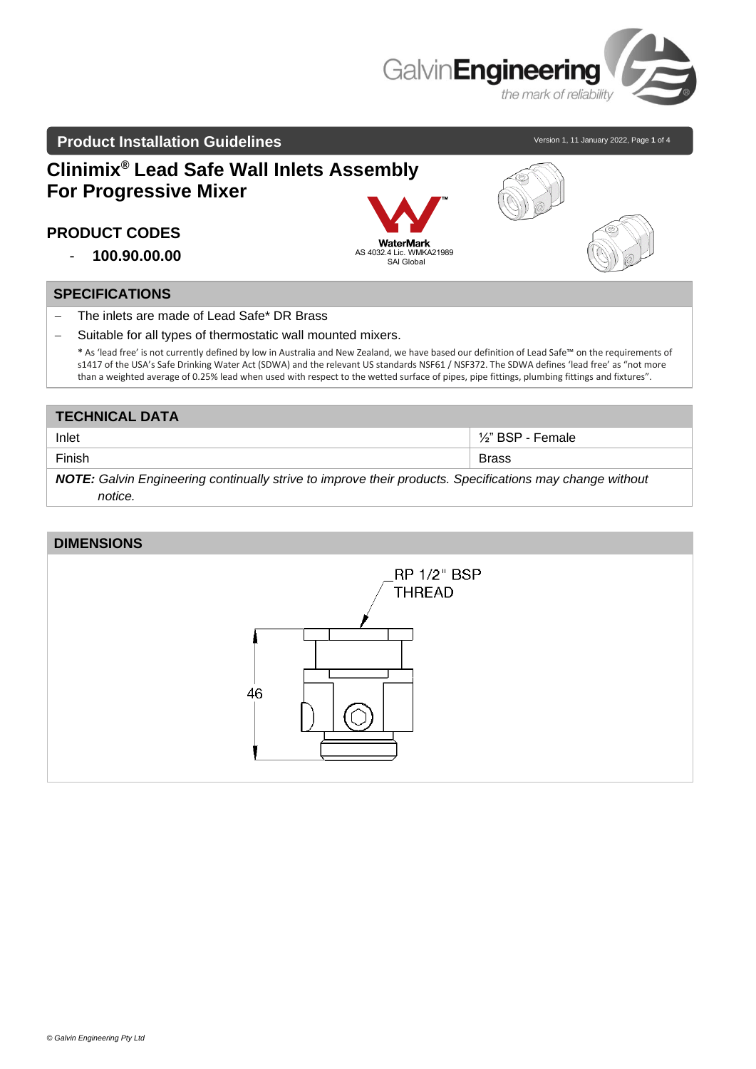## Product Installation Guidelines

# Clinimix® Lead Safe Wall Inlets Assembly For Progressive Mixer

## PRODUCT CODES

- **100.90.00.00**

WaterMark
AS 4032.4 Lic. WMKA21989
SAI Global

## SPECIFICATIONS

- The inlets are made of Lead Safe* DR Brass
- Suitable for all types of thermostatic wall mounted mixers.

**\*** As 'lead free' is not currently defined by low in Australia and New Zealand, we have based our definition of Lead Safe™ on the requirements of s1417 of the USA's Safe Drinking Water Act (SDWA) and the relevant US standards NSF61 / NSF372. The SDWA defines 'lead free' as "not more than a weighted average of 0.25% lead when used with respect to the wetted surface of pipes, pipe fittings, plumbing fittings and fixtures".

## TECHNICAL DATA

| | |
|---|---|
| Inlet | ½" BSP - Female |
| Finish | Brass |

***NOTE:*** *Galvin Engineering continually strive to improve their products. Specifications may change without notice.*

## DIMENSIONS

RP 1/2" BSP THREAD

46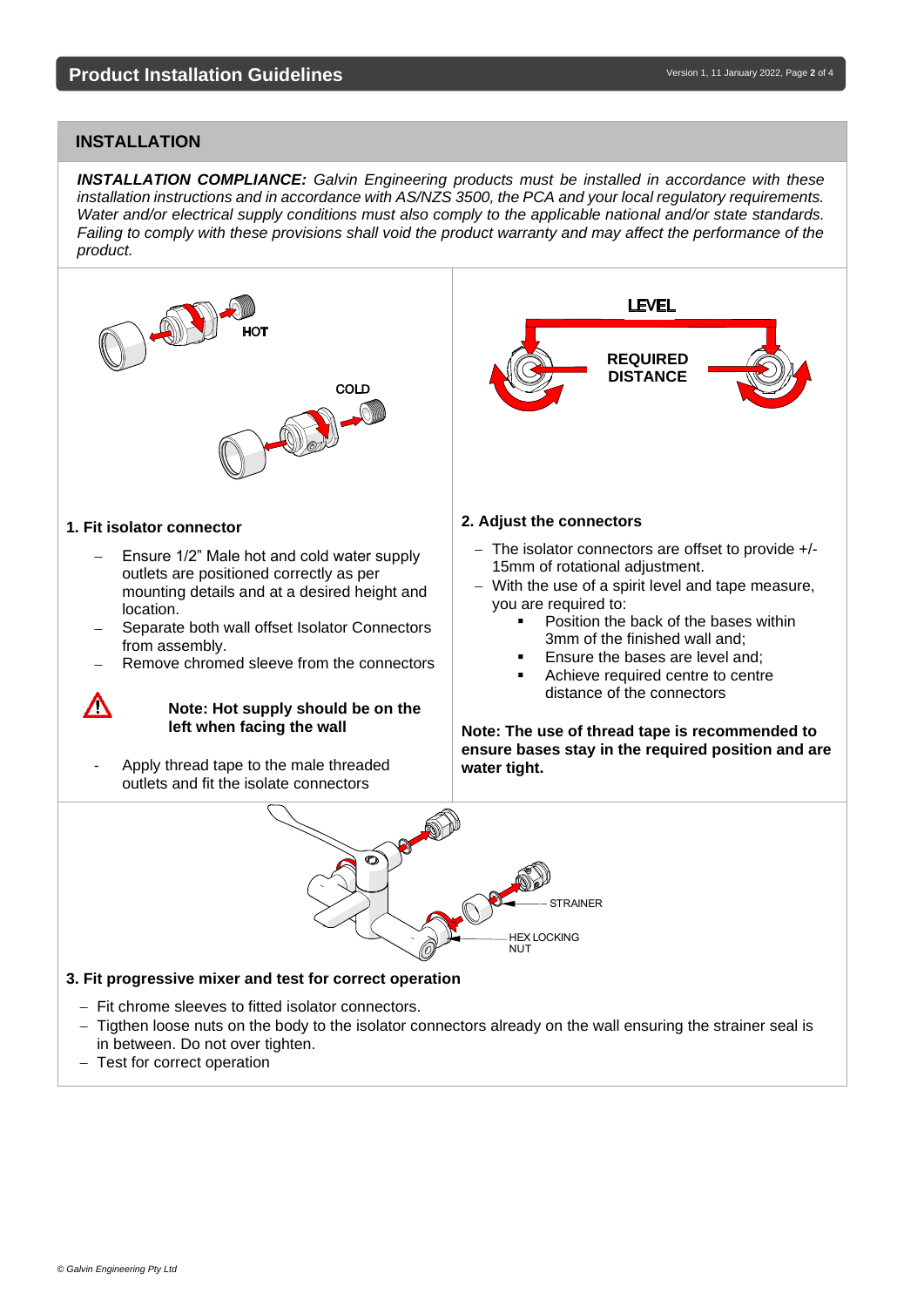## INSTALLATION

***INSTALLATION COMPLIANCE:*** *Galvin Engineering products must be installed in accordance with these installation instructions and in accordance with AS/NZS 3500, the PCA and your local regulatory requirements. Water and/or electrical supply conditions must also comply to the applicable national and/or state standards. Failing to comply with these provisions shall void the product warranty and may affect the performance of the product.*

HOT

COLD

**1. Fit isolator connector**

- Ensure 1/2" Male hot and cold water supply outlets are positioned correctly as per mounting details and at a desired height and location.
- Separate both wall offset Isolator Connectors from assembly.
- Remove chromed sleeve from the connectors

⚠ **Note: Hot supply should be on the left when facing the wall**

- Apply thread tape to the male threaded outlets and fit the isolate connectors

LEVEL

REQUIRED DISTANCE

**2. Adjust the connectors**

- The isolator connectors are offset to provide +/- 15mm of rotational adjustment.
- With the use of a spirit level and tape measure, you are required to:
  - Position the back of the bases within 3mm of the finished wall and;
  - Ensure the bases are level and;
  - Achieve required centre to centre distance of the connectors

**Note: The use of thread tape is recommended to ensure bases stay in the required position and are water tight.**

STRAINER

HEX LOCKING NUT

**3. Fit progressive mixer and test for correct operation**

- Fit chrome sleeves to fitted isolator connectors.
- Tigthen loose nuts on the body to the isolator connectors already on the wall ensuring the strainer seal is in between. Do not over tighten.
- Test for correct operation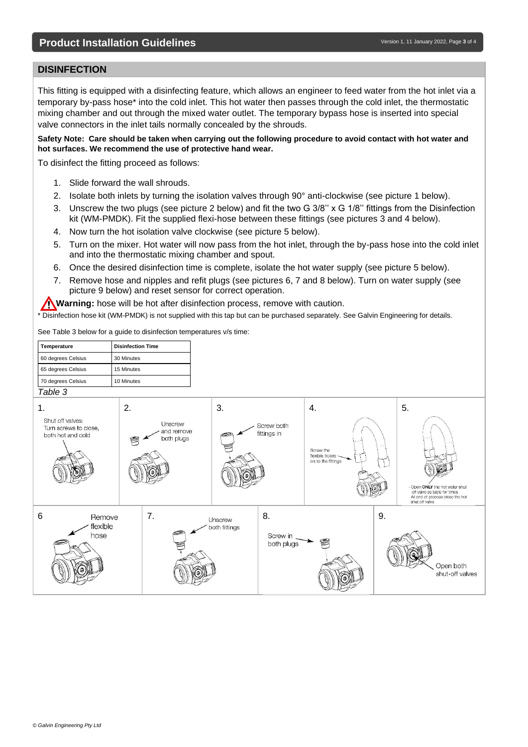## DISINFECTION

This fitting is equipped with a disinfecting feature, which allows an engineer to feed water from the hot inlet via a temporary by-pass hose* into the cold inlet. This hot water then passes through the cold inlet, the thermostatic mixing chamber and out through the mixed water outlet. The temporary bypass hose is inserted into special valve connectors in the inlet tails normally concealed by the shrouds.

**Safety Note: Care should be taken when carrying out the following procedure to avoid contact with hot water and hot surfaces. We recommend the use of protective hand wear.**

To disinfect the fitting proceed as follows:

1. Slide forward the wall shrouds.
2. Isolate both inlets by turning the isolation valves through 90° anti-clockwise (see picture 1 below).
3. Unscrew the two plugs (see picture 2 below) and fit the two G 3/8'' x G 1/8'' fittings from the Disinfection kit (WM-PMDK). Fit the supplied flexi-hose between these fittings (see pictures 3 and 4 below).
4. Now turn the hot isolation valve clockwise (see picture 5 below).
5. Turn on the mixer. Hot water will now pass from the hot inlet, through the by-pass hose into the cold inlet and into the thermostatic mixing chamber and spout.
6. Once the desired disinfection time is complete, isolate the hot water supply (see picture 5 below).
7. Remove hose and nipples and refit plugs (see pictures 6, 7 and 8 below). Turn on water supply (see picture 9 below) and reset sensor for correct operation.

**Warning:** hose will be hot after disinfection process, remove with caution.

\* Disinfection hose kit (WM-PMDK) is not supplied with this tap but can be purchased separately. See Galvin Engineering for details.

See Table 3 below for a guide to disinfection temperatures v/s time:

| Temperature | Disinfection Time |
|---|---|
| 60 degrees Celsius | 30 Minutes |
| 65 degrees Celsius | 15 Minutes |
| 70 degrees Celsius | 10 Minutes |

*Table 3*

1. Shut off valves: Turn screws to close, both hot and cold

2. Unscrew and remove both plugs

3. Screw both fittings in

4. Screw the flexible hoses on to the fittings

5. - Open **ONLY** the hot water shut off valve as table for times
   - At end of process close the hot shut off valve

6. Remove flexible hose

7. Unscrew both fittings

8. Screw in both plugs

9. Open both shut-off valves

*© Galvin Engineering Pty Ltd*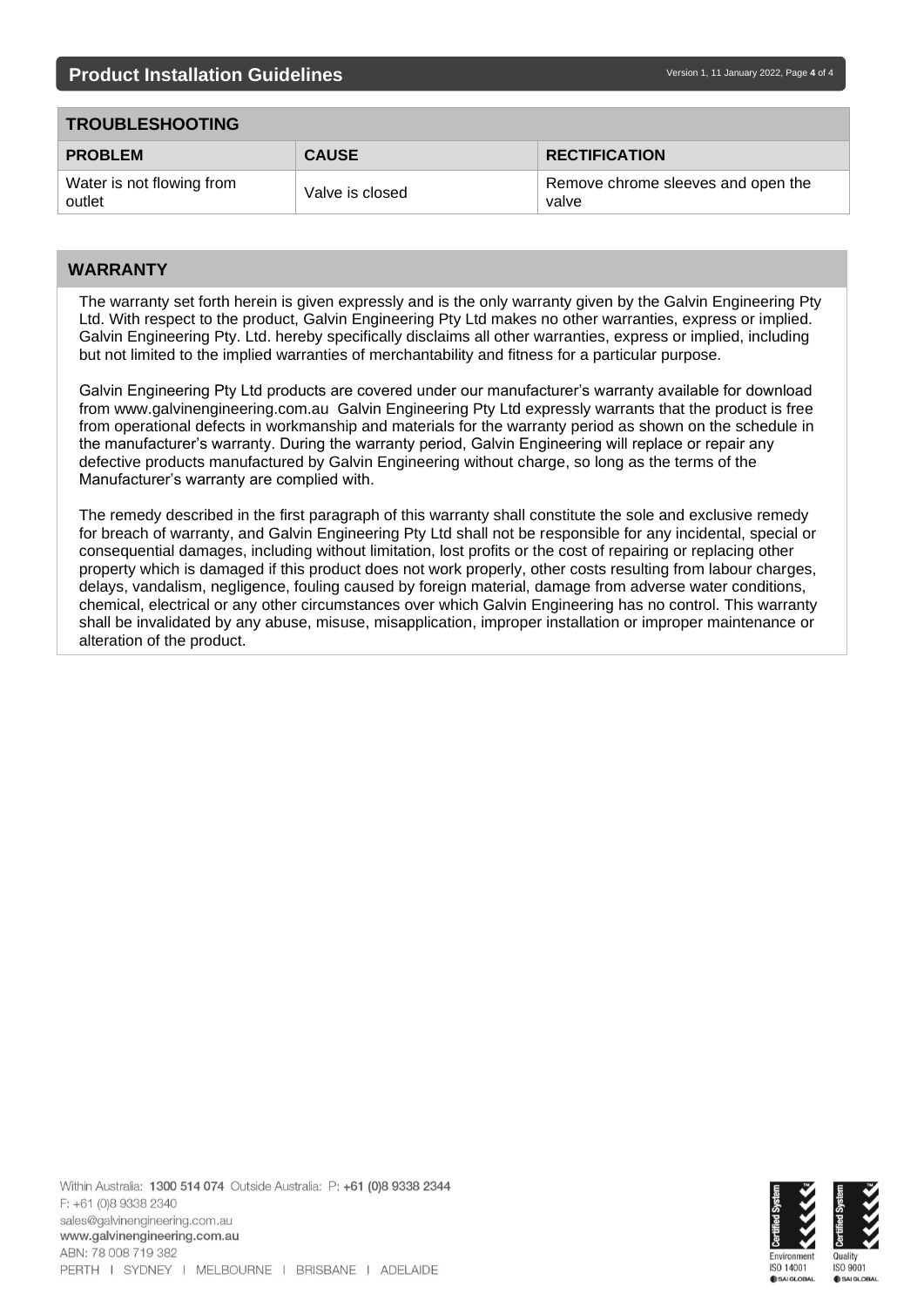## TROUBLESHOOTING

| PROBLEM | CAUSE | RECTIFICATION |
|---|---|---|
| Water is not flowing from outlet | Valve is closed | Remove chrome sleeves and open the valve |

## WARRANTY

The warranty set forth herein is given expressly and is the only warranty given by the Galvin Engineering Pty Ltd. With respect to the product, Galvin Engineering Pty Ltd makes no other warranties, express or implied. Galvin Engineering Pty. Ltd. hereby specifically disclaims all other warranties, express or implied, including but not limited to the implied warranties of merchantability and fitness for a particular purpose.

Galvin Engineering Pty Ltd products are covered under our manufacturer's warranty available for download from www.galvinengineering.com.au Galvin Engineering Pty Ltd expressly warrants that the product is free from operational defects in workmanship and materials for the warranty period as shown on the schedule in the manufacturer's warranty. During the warranty period, Galvin Engineering will replace or repair any defective products manufactured by Galvin Engineering without charge, so long as the terms of the Manufacturer's warranty are complied with.

The remedy described in the first paragraph of this warranty shall constitute the sole and exclusive remedy for breach of warranty, and Galvin Engineering Pty Ltd shall not be responsible for any incidental, special or consequential damages, including without limitation, lost profits or the cost of repairing or replacing other property which is damaged if this product does not work properly, other costs resulting from labour charges, delays, vandalism, negligence, fouling caused by foreign material, damage from adverse water conditions, chemical, electrical or any other circumstances over which Galvin Engineering has no control. This warranty shall be invalidated by any abuse, misuse, misapplication, improper installation or improper maintenance or alteration of the product.